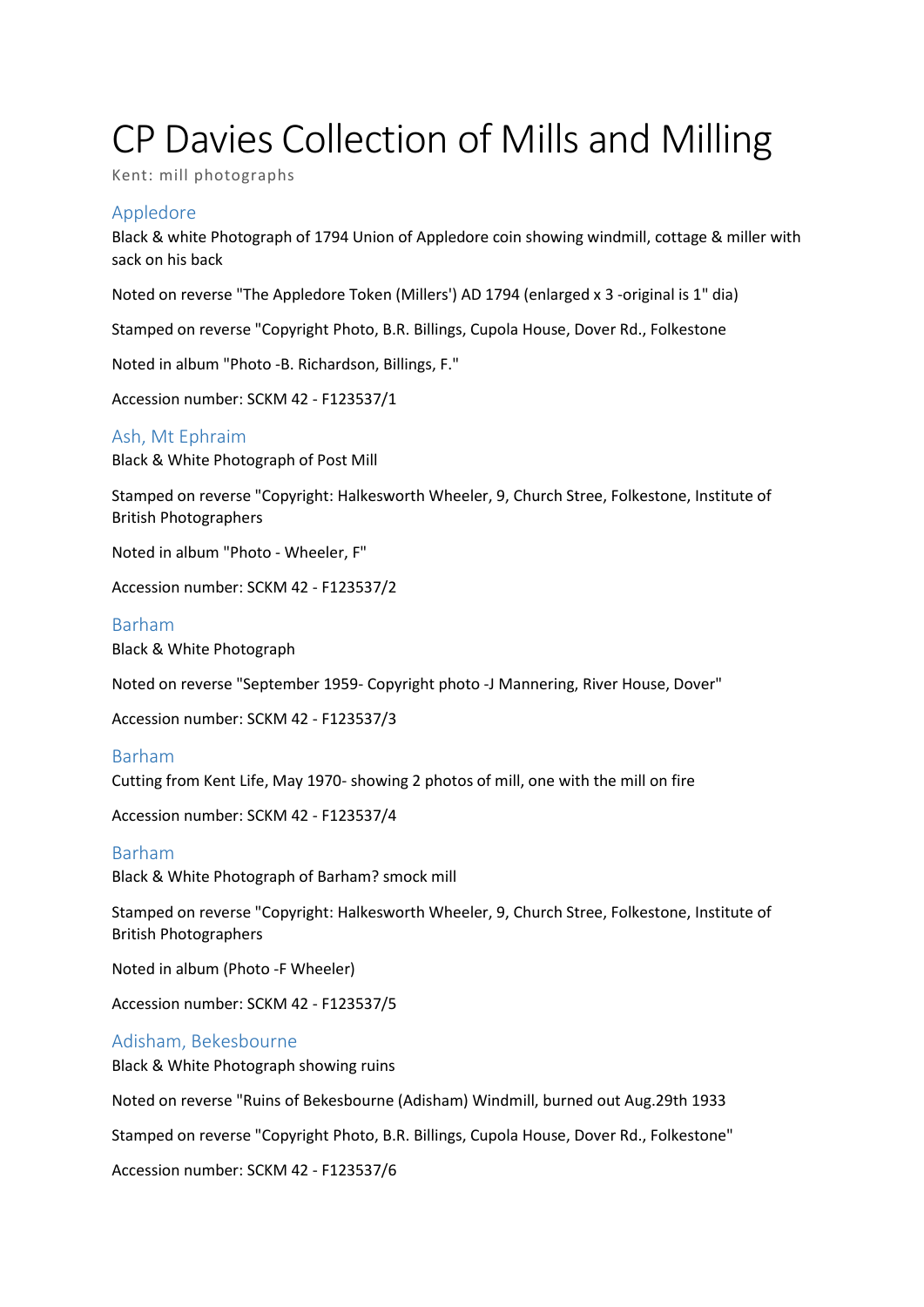# CP Davies Collection of Mills and Milling

Kent: mill photographs

## Appledore

Black & white Photograph of 1794 Union of Appledore coin showing windmill, cottage & miller with sack on his back

Noted on reverse "The Appledore Token (Millers') AD 1794 (enlarged x 3 -original is 1" dia)

Stamped on reverse "Copyright Photo, B.R. Billings, Cupola House, Dover Rd., Folkestone

Noted in album "Photo -B. Richardson, Billings, F."

Accession number: SCKM 42 - F123537/1

## Ash, Mt Ephraim

Black & White Photograph of Post Mill

Stamped on reverse "Copyright: Halkesworth Wheeler, 9, Church Stree, Folkestone, Institute of British Photographers

Noted in album "Photo - Wheeler, F"

Accession number: SCKM 42 - F123537/2

## Barham

Black & White Photograph

Noted on reverse "September 1959- Copyright photo -J Mannering, River House, Dover"

Accession number: SCKM 42 - F123537/3

## Barham

Cutting from Kent Life, May 1970- showing 2 photos of mill, one with the mill on fire

Accession number: SCKM 42 - F123537/4

## Barham

Black & White Photograph of Barham? smock mill

Stamped on reverse "Copyright: Halkesworth Wheeler, 9, Church Stree, Folkestone, Institute of British Photographers

Noted in album (Photo -F Wheeler)

Accession number: SCKM 42 - F123537/5

## Adisham, Bekesbourne

Black & White Photograph showing ruins

Noted on reverse "Ruins of Bekesbourne (Adisham) Windmill, burned out Aug.29th 1933

Stamped on reverse "Copyright Photo, B.R. Billings, Cupola House, Dover Rd., Folkestone"

Accession number: SCKM 42 - F123537/6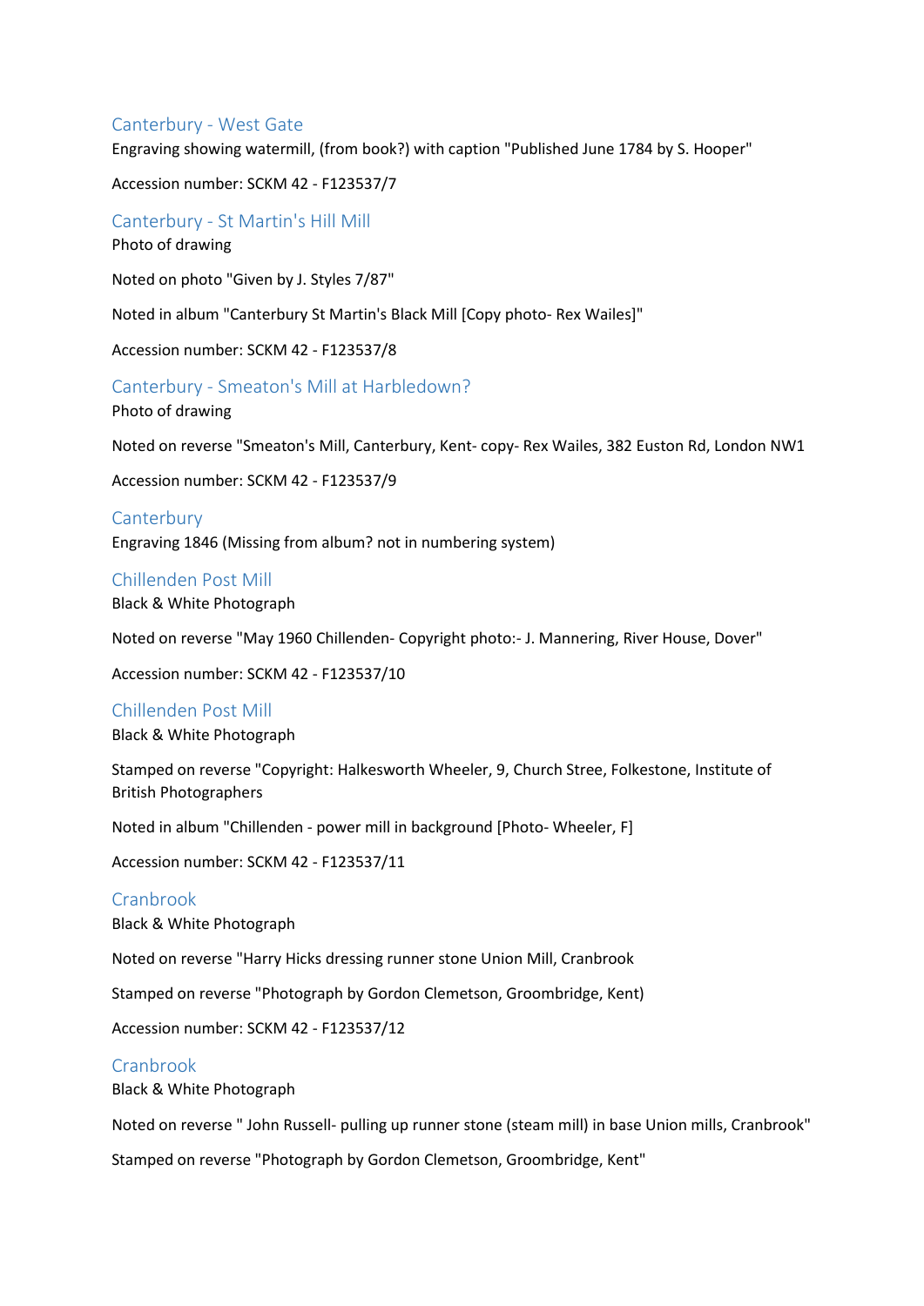## Canterbury - West Gate

Engraving showing watermill, (from book?) with caption "Published June 1784 by S. Hooper"

Accession number: SCKM 42 - F123537/7

## Canterbury - St Martin's Hill Mill

Photo of drawing

Noted on photo "Given by J. Styles 7/87"

Noted in album "Canterbury St Martin's Black Mill [Copy photo- Rex Wailes]"

Accession number: SCKM 42 - F123537/8

## Canterbury - Smeaton's Mill at Harbledown?

Photo of drawing

Noted on reverse "Smeaton's Mill, Canterbury, Kent- copy- Rex Wailes, 382 Euston Rd, London NW1

Accession number: SCKM 42 - F123537/9

## Canterbury

Engraving 1846 (Missing from album? not in numbering system)

## Chillenden Post Mill

Black & White Photograph

Noted on reverse "May 1960 Chillenden- Copyright photo:- J. Mannering, River House, Dover"

Accession number: SCKM 42 - F123537/10

## Chillenden Post Mill

Black & White Photograph

Stamped on reverse "Copyright: Halkesworth Wheeler, 9, Church Stree, Folkestone, Institute of British Photographers

Noted in album "Chillenden - power mill in background [Photo- Wheeler, F]

Accession number: SCKM 42 - F123537/11

## Cranbrook

Black & White Photograph

Noted on reverse "Harry Hicks dressing runner stone Union Mill, Cranbrook

Stamped on reverse "Photograph by Gordon Clemetson, Groombridge, Kent)

Accession number: SCKM 42 - F123537/12

## Cranbrook

Black & White Photograph

Noted on reverse " John Russell- pulling up runner stone (steam mill) in base Union mills, Cranbrook"

Stamped on reverse "Photograph by Gordon Clemetson, Groombridge, Kent"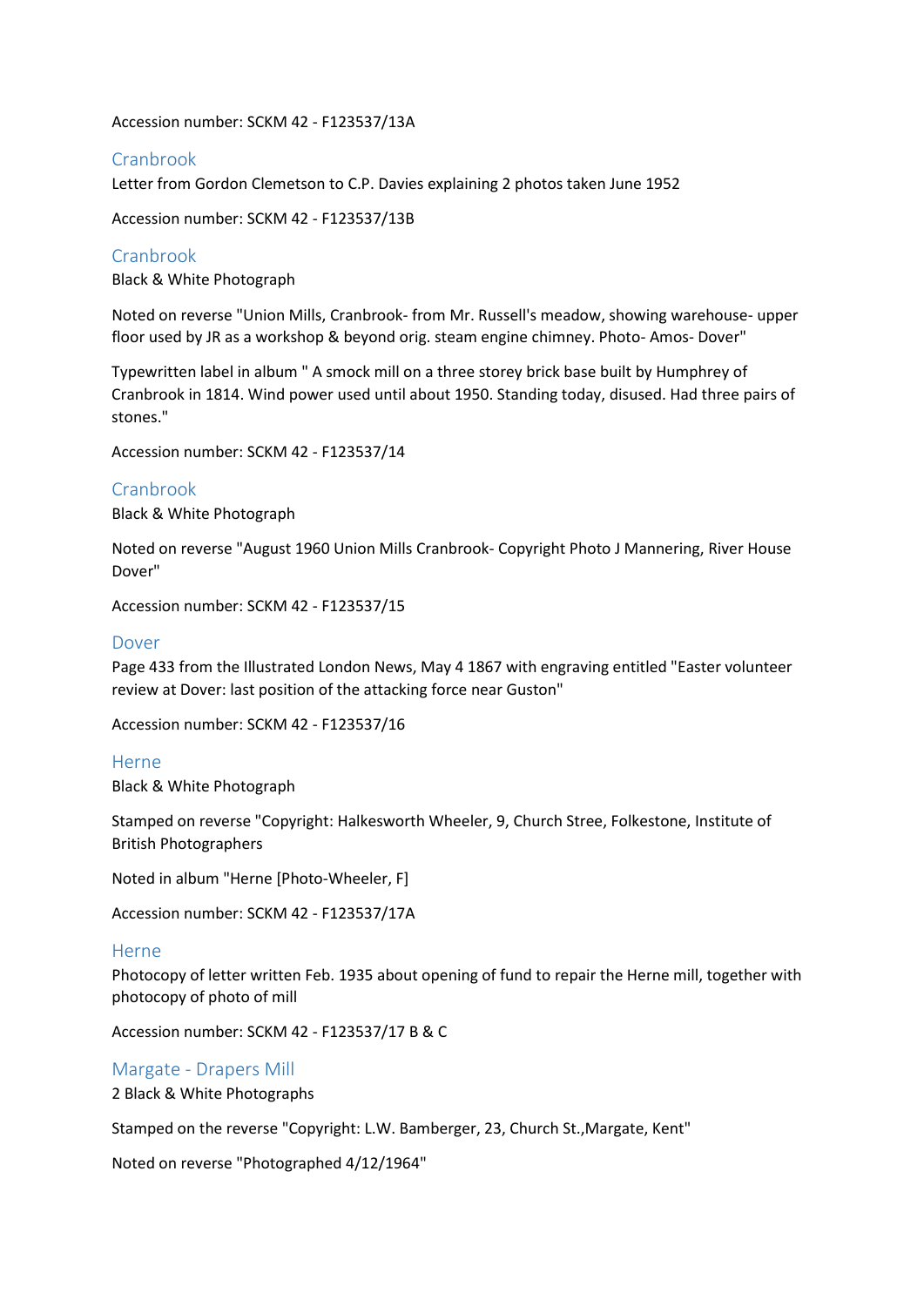Accession number: SCKM 42 - F123537/13A

## Cranbrook

Letter from Gordon Clemetson to C.P. Davies explaining 2 photos taken June 1952

Accession number: SCKM 42 - F123537/13B

## Cranbrook

Black & White Photograph

Noted on reverse "Union Mills, Cranbrook- from Mr. Russell's meadow, showing warehouse- upper floor used by JR as a workshop & beyond orig. steam engine chimney. Photo- Amos- Dover"

Typewritten label in album " A smock mill on a three storey brick base built by Humphrey of Cranbrook in 1814. Wind power used until about 1950. Standing today, disused. Had three pairs of stones."

Accession number: SCKM 42 - F123537/14

## Cranbrook

Black & White Photograph

Noted on reverse "August 1960 Union Mills Cranbrook- Copyright Photo J Mannering, River House Dover"

Accession number: SCKM 42 - F123537/15

## Dover

Page 433 from the Illustrated London News, May 4 1867 with engraving entitled "Easter volunteer review at Dover: last position of the attacking force near Guston"

Accession number: SCKM 42 - F123537/16

## Herne

Black & White Photograph

Stamped on reverse "Copyright: Halkesworth Wheeler, 9, Church Stree, Folkestone, Institute of British Photographers

Noted in album "Herne [Photo-Wheeler, F]

Accession number: SCKM 42 - F123537/17A

## Herne

Photocopy of letter written Feb. 1935 about opening of fund to repair the Herne mill, together with photocopy of photo of mill

Accession number: SCKM 42 - F123537/17 B & C

## Margate - Drapers Mill

2 Black & White Photographs

Stamped on the reverse "Copyright: L.W. Bamberger, 23, Church St.,Margate, Kent"

Noted on reverse "Photographed 4/12/1964"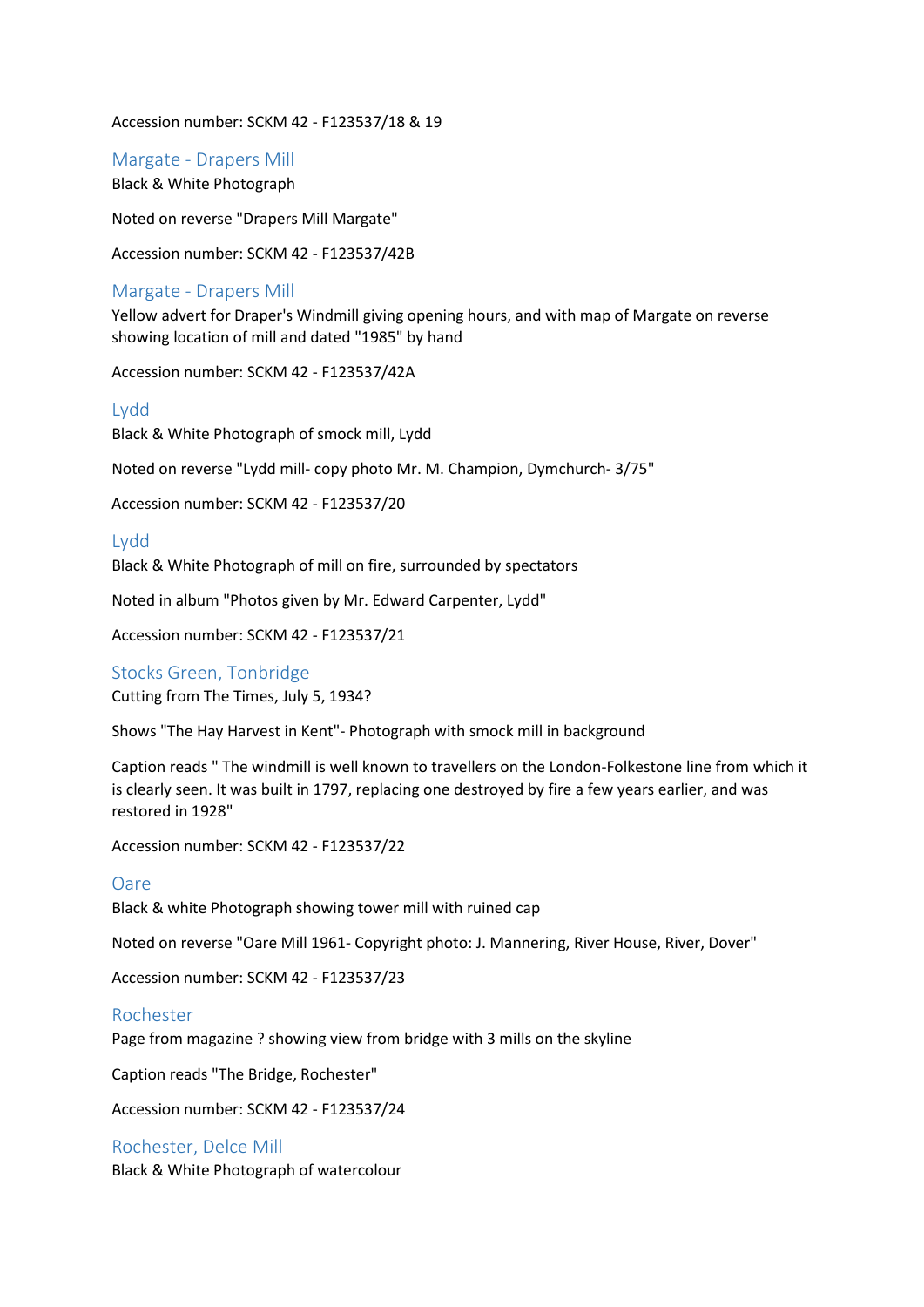Accession number: SCKM 42 - F123537/18 & 19

### Margate - Drapers Mill

Black & White Photograph

Noted on reverse "Drapers Mill Margate"

Accession number: SCKM 42 - F123537/42B

### Margate - Drapers Mill

Yellow advert for Draper's Windmill giving opening hours, and with map of Margate on reverse showing location of mill and dated "1985" by hand

Accession number: SCKM 42 - F123537/42A

### Lydd

Black & White Photograph of smock mill, Lydd

Noted on reverse "Lydd mill- copy photo Mr. M. Champion, Dymchurch- 3/75"

Accession number: SCKM 42 - F123537/20

### Lydd

Black & White Photograph of mill on fire, surrounded by spectators

Noted in album "Photos given by Mr. Edward Carpenter, Lydd"

Accession number: SCKM 42 - F123537/21

### Stocks Green, Tonbridge

Cutting from The Times, July 5, 1934?

Shows "The Hay Harvest in Kent"- Photograph with smock mill in background

Caption reads " The windmill is well known to travellers on the London-Folkestone line from which it is clearly seen. It was built in 1797, replacing one destroyed by fire a few years earlier, and was restored in 1928"

Accession number: SCKM 42 - F123537/22

### Oare

Black & white Photograph showing tower mill with ruined cap

Noted on reverse "Oare Mill 1961- Copyright photo: J. Mannering, River House, River, Dover"

Accession number: SCKM 42 - F123537/23

### Rochester

Page from magazine ? showing view from bridge with 3 mills on the skyline

Caption reads "The Bridge, Rochester"

Accession number: SCKM 42 - F123537/24

### Rochester, Delce Mill

Black & White Photograph of watercolour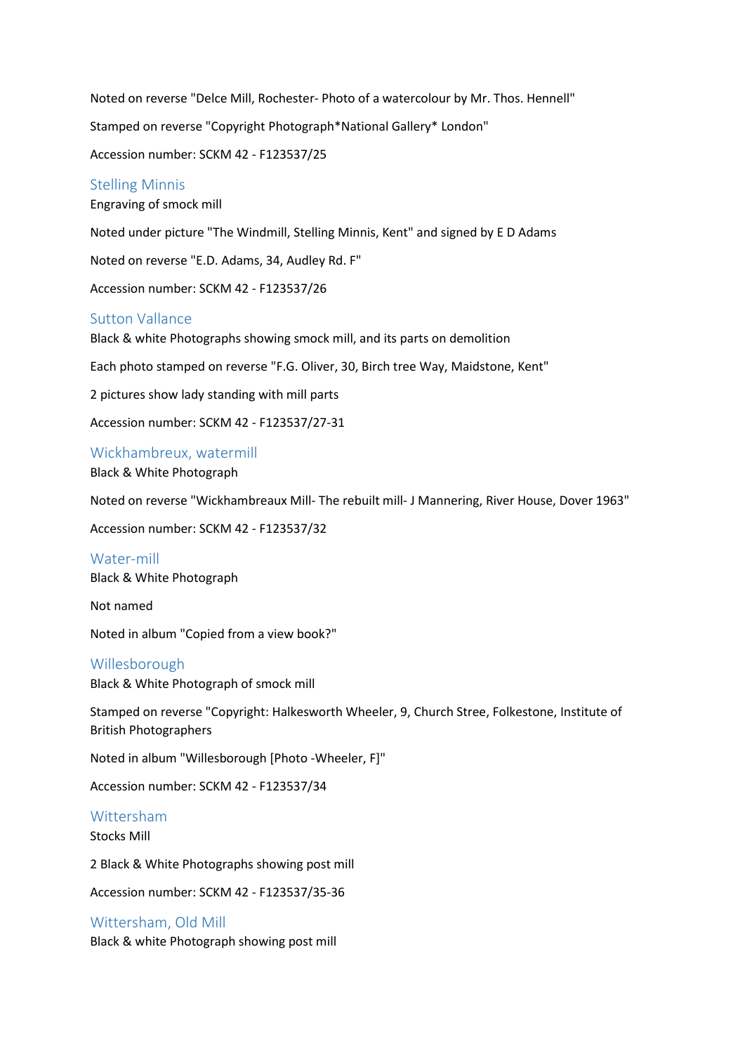Noted on reverse "Delce Mill, Rochester- Photo of a watercolour by Mr. Thos. Hennell"

Stamped on reverse "Copyright Photograph*National Gallery* London"

Accession number: SCKM 42 - F123537/25

## Stelling Minnis

Engraving of smock mill

Noted under picture "The Windmill, Stelling Minnis, Kent" and signed by E D Adams

Noted on reverse "E.D. Adams, 34, Audley Rd. F"

Accession number: SCKM 42 - F123537/26

## Sutton Vallance

Black & white Photographs showing smock mill, and its parts on demolition

Each photo stamped on reverse "F.G. Oliver, 30, Birch tree Way, Maidstone, Kent"

2 pictures show lady standing with mill parts

Accession number: SCKM 42 - F123537/27-31

## Wickhambreux, watermill

Black & White Photograph

Noted on reverse "Wickhambreaux Mill- The rebuilt mill- J Mannering, River House, Dover 1963"

Accession number: SCKM 42 - F123537/32

## Water-mill

Black & White Photograph

Not named

Noted in album "Copied from a view book?"

## Willesborough

Black & White Photograph of smock mill

Stamped on reverse "Copyright: Halkesworth Wheeler, 9, Church Stree, Folkestone, Institute of British Photographers

Noted in album "Willesborough [Photo -Wheeler, F]"

Accession number: SCKM 42 - F123537/34

## Wittersham

Stocks Mill

2 Black & White Photographs showing post mill

Accession number: SCKM 42 - F123537/35-36

## Wittersham, Old Mill

Black & white Photograph showing post mill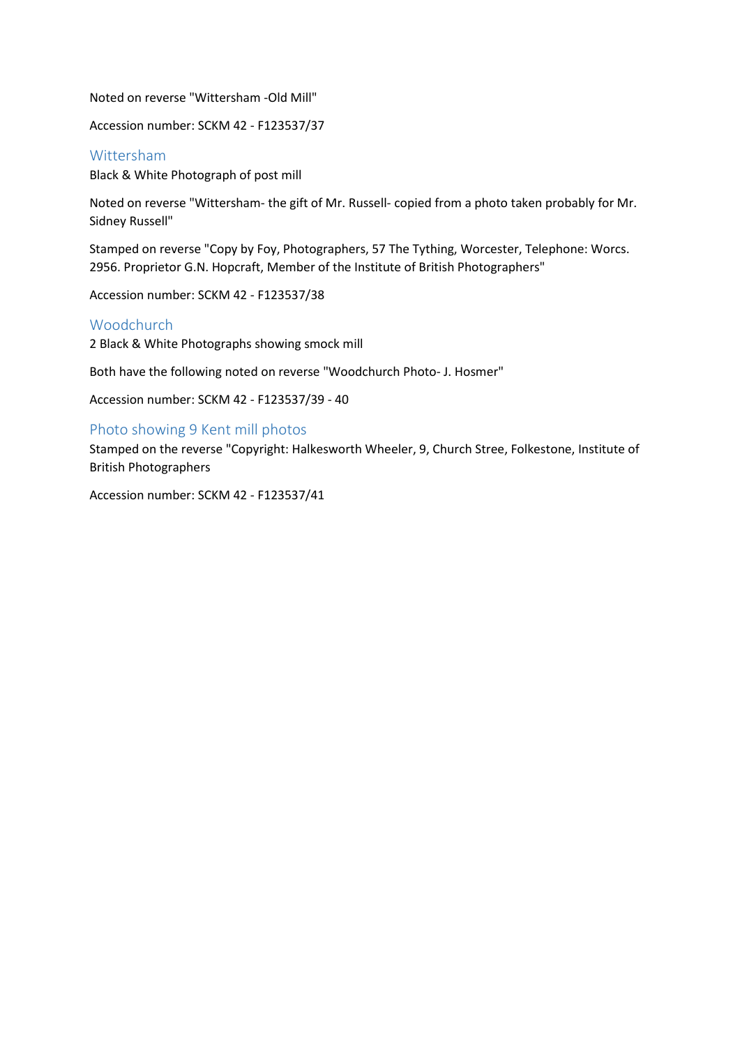Noted on reverse "Wittersham -Old Mill"

Accession number: SCKM 42 - F123537/37

## Wittersham

Black & White Photograph of post mill

Noted on reverse "Wittersham- the gift of Mr. Russell- copied from a photo taken probably for Mr. Sidney Russell"

Stamped on reverse "Copy by Foy, Photographers, 57 The Tything, Worcester, Telephone: Worcs. 2956. Proprietor G.N. Hopcraft, Member of the Institute of British Photographers"

Accession number: SCKM 42 - F123537/38

## Woodchurch

2 Black & White Photographs showing smock mill

Both have the following noted on reverse "Woodchurch Photo- J. Hosmer"

Accession number: SCKM 42 - F123537/39 - 40

## Photo showing 9 Kent mill photos

Stamped on the reverse "Copyright: Halkesworth Wheeler, 9, Church Stree, Folkestone, Institute of British Photographers

Accession number: SCKM 42 - F123537/41